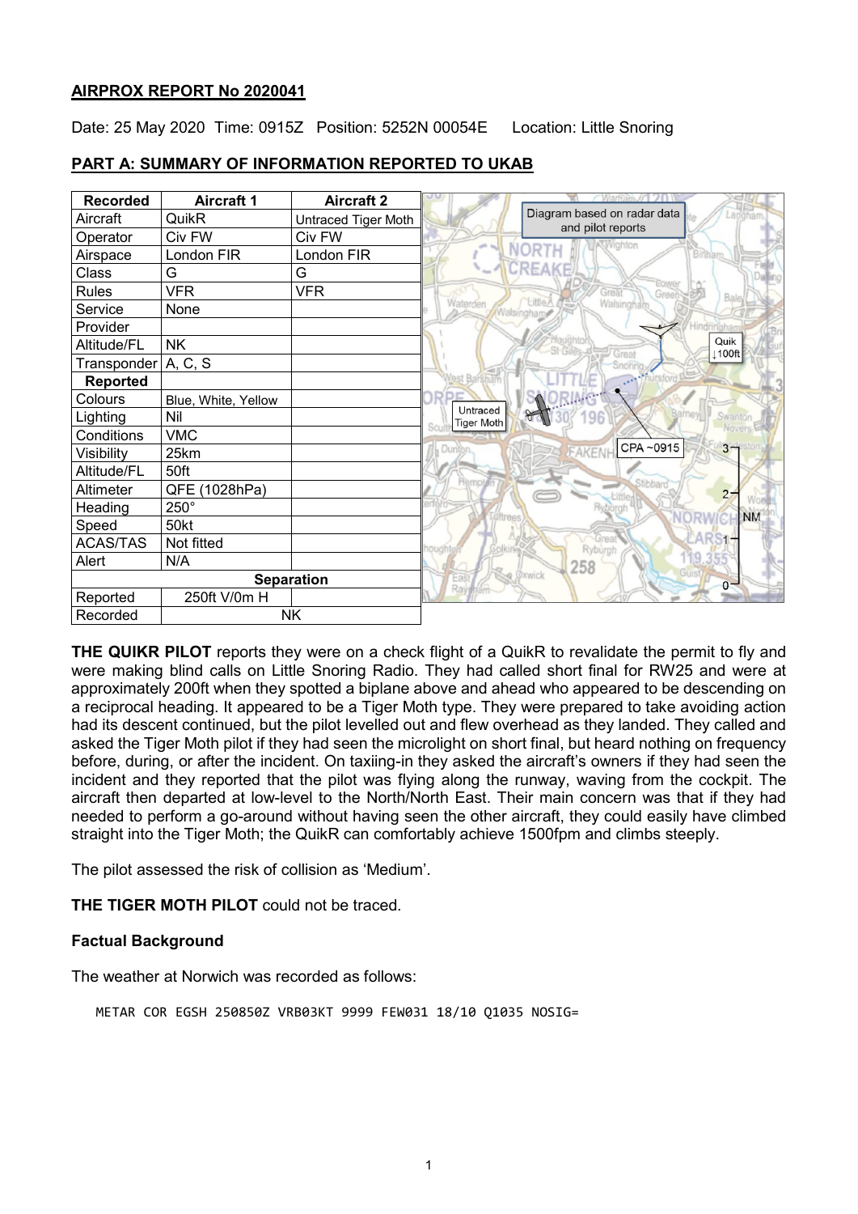**AIRPROX REPORT No 2020041**

Date: 25 May 2020 Time: 0915Z Position: 5252N 00054E Location: Little Snoring

## PART A: SUMMARY OF INFORMATION REPORTED TO UKAB

| Recorded | Aircraft 1 | Aircraft 2 |
|---|---|---|
| Aircraft | QuikR | Untraced Tiger Moth |
| Operator | Civ FW | Civ FW |
| Airspace | London FIR | London FIR |
| Class | G | G |
| Rules | VFR | VFR |
| Service | None | |
| Provider | | |
| Altitude/FL | NK | |
| Transponder | A, C, S | |
| **Reported** | | |
| Colours | Blue, White, Yellow | |
| Lighting | Nil | |
| Conditions | VMC | |
| Visibility | 25km | |
| Altitude/FL | 50ft | |
| Altimeter | QFE (1028hPa) | |
| Heading | 250° | |
| Speed | 50kt | |
| ACAS/TAS | Not fitted | |
| Alert | N/A | |
| **Separation** | | |
| Reported | 250ft V/0m H | |
| Recorded | NK | |

Diagram based on radar data and pilot reports

**THE QUIKR PILOT** reports they were on a check flight of a QuikR to revalidate the permit to fly and were making blind calls on Little Snoring Radio. They had called short final for RW25 and were at approximately 200ft when they spotted a biplane above and ahead who appeared to be descending on a reciprocal heading. It appeared to be a Tiger Moth type. They were prepared to take avoiding action had its descent continued, but the pilot levelled out and flew overhead as they landed. They called and asked the Tiger Moth pilot if they had seen the microlight on short final, but heard nothing on frequency before, during, or after the incident. On taxiing-in they asked the aircraft's owners if they had seen the incident and they reported that the pilot was flying along the runway, waving from the cockpit. The aircraft then departed at low-level to the North/North East. Their main concern was that if they had needed to perform a go-around without having seen the other aircraft, they could easily have climbed straight into the Tiger Moth; the QuikR can comfortably achieve 1500fpm and climbs steeply.

The pilot assessed the risk of collision as 'Medium'.

**THE TIGER MOTH PILOT** could not be traced.

### Factual Background

The weather at Norwich was recorded as follows:

```
METAR COR EGSH 250850Z VRB03KT 9999 FEW031 18/10 Q1035 NOSIG=
```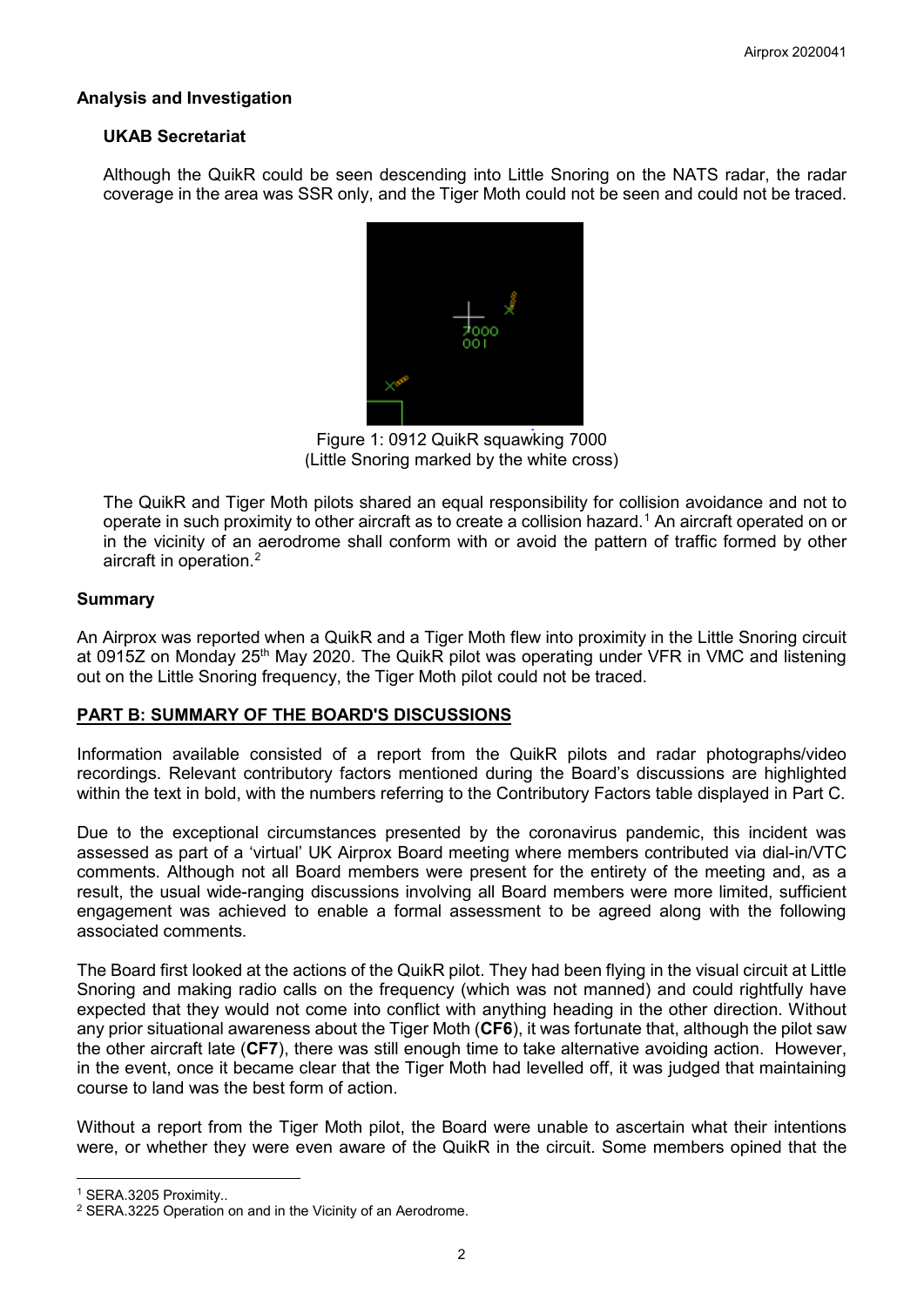## Analysis and Investigation

### UKAB Secretariat

Although the QuikR could be seen descending into Little Snoring on the NATS radar, the radar coverage in the area was SSR only, and the Tiger Moth could not be seen and could not be traced.

Figure 1: 0912 QuikR squawking 7000
(Little Snoring marked by the white cross)

The QuikR and Tiger Moth pilots shared an equal responsibility for collision avoidance and not to operate in such proximity to other aircraft as to create a collision hazard.[1] An aircraft operated on or in the vicinity of an aerodrome shall conform with or avoid the pattern of traffic formed by other aircraft in operation.[2]

## Summary

An Airprox was reported when a QuikR and a Tiger Moth flew into proximity in the Little Snoring circuit at 0915Z on Monday 25th May 2020. The QuikR pilot was operating under VFR in VMC and listening out on the Little Snoring frequency, the Tiger Moth pilot could not be traced.

## PART B: SUMMARY OF THE BOARD'S DISCUSSIONS

Information available consisted of a report from the QuikR pilots and radar photographs/video recordings. Relevant contributory factors mentioned during the Board's discussions are highlighted within the text in bold, with the numbers referring to the Contributory Factors table displayed in Part C.

Due to the exceptional circumstances presented by the coronavirus pandemic, this incident was assessed as part of a 'virtual' UK Airprox Board meeting where members contributed via dial-in/VTC comments. Although not all Board members were present for the entirety of the meeting and, as a result, the usual wide-ranging discussions involving all Board members were more limited, sufficient engagement was achieved to enable a formal assessment to be agreed along with the following associated comments.

The Board first looked at the actions of the QuikR pilot. They had been flying in the visual circuit at Little Snoring and making radio calls on the frequency (which was not manned) and could rightfully have expected that they would not come into conflict with anything heading in the other direction. Without any prior situational awareness about the Tiger Moth (**CF6**), it was fortunate that, although the pilot saw the other aircraft late (**CF7**), there was still enough time to take alternative avoiding action. However, in the event, once it became clear that the Tiger Moth had levelled off, it was judged that maintaining course to land was the best form of action.

Without a report from the Tiger Moth pilot, the Board were unable to ascertain what their intentions were, or whether they were even aware of the QuikR in the circuit. Some members opined that the

[1] SERA.3205 Proximity..

[2] SERA.3225 Operation on and in the Vicinity of an Aerodrome.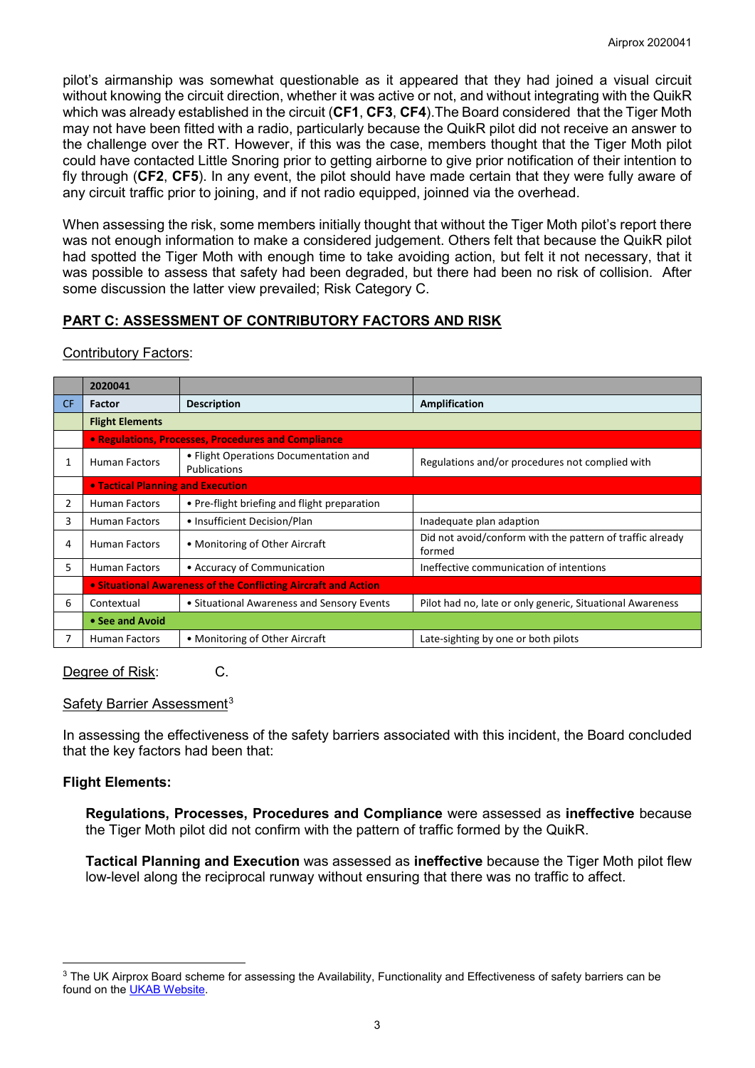pilot's airmanship was somewhat questionable as it appeared that they had joined a visual circuit without knowing the circuit direction, whether it was active or not, and without integrating with the QuikR which was already established in the circuit (**CF1**, **CF3**, **CF4**).The Board considered that the Tiger Moth may not have been fitted with a radio, particularly because the QuikR pilot did not receive an answer to the challenge over the RT. However, if this was the case, members thought that the Tiger Moth pilot could have contacted Little Snoring prior to getting airborne to give prior notification of their intention to fly through (**CF2**, **CF5**). In any event, the pilot should have made certain that they were fully aware of any circuit traffic prior to joining, and if not radio equipped, joinned via the overhead.

When assessing the risk, some members initially thought that without the Tiger Moth pilot's report there was not enough information to make a considered judgement. Others felt that because the QuikR pilot had spotted the Tiger Moth with enough time to take avoiding action, but felt it not necessary, that it was possible to assess that safety had been degraded, but there had been no risk of collision. After some discussion the latter view prevailed; Risk Category C.

## PART C: ASSESSMENT OF CONTRIBUTORY FACTORS AND RISK

Contributory Factors:

| | 2020041 | | |
|---|---|---|---|
| CF | Factor | Description | Amplification |
| | **Flight Elements** | | |
| | **• Regulations, Processes, Procedures and Compliance** | | |
| 1 | Human Factors | • Flight Operations Documentation and Publications | Regulations and/or procedures not complied with |
| | **• Tactical Planning and Execution** | | |
| 2 | Human Factors | • Pre-flight briefing and flight preparation | |
| 3 | Human Factors | • Insufficient Decision/Plan | Inadequate plan adaption |
| 4 | Human Factors | • Monitoring of Other Aircraft | Did not avoid/conform with the pattern of traffic already formed |
| 5 | Human Factors | • Accuracy of Communication | Ineffective communication of intentions |
| | **• Situational Awareness of the Conflicting Aircraft and Action** | | |
| 6 | Contextual | • Situational Awareness and Sensory Events | Pilot had no, late or only generic, Situational Awareness |
| | **• See and Avoid** | | |
| 7 | Human Factors | • Monitoring of Other Aircraft | Late-sighting by one or both pilots |

Degree of Risk: C.

Safety Barrier Assessment[3]

In assessing the effectiveness of the safety barriers associated with this incident, the Board concluded that the key factors had been that:

**Flight Elements:**

**Regulations, Processes, Procedures and Compliance** were assessed as **ineffective** because the Tiger Moth pilot did not confirm with the pattern of traffic formed by the QuikR.

**Tactical Planning and Execution** was assessed as **ineffective** because the Tiger Moth pilot flew low-level along the reciprocal runway without ensuring that there was no traffic to affect.

[3] The UK Airprox Board scheme for assessing the Availability, Functionality and Effectiveness of safety barriers can be found on the UKAB Website.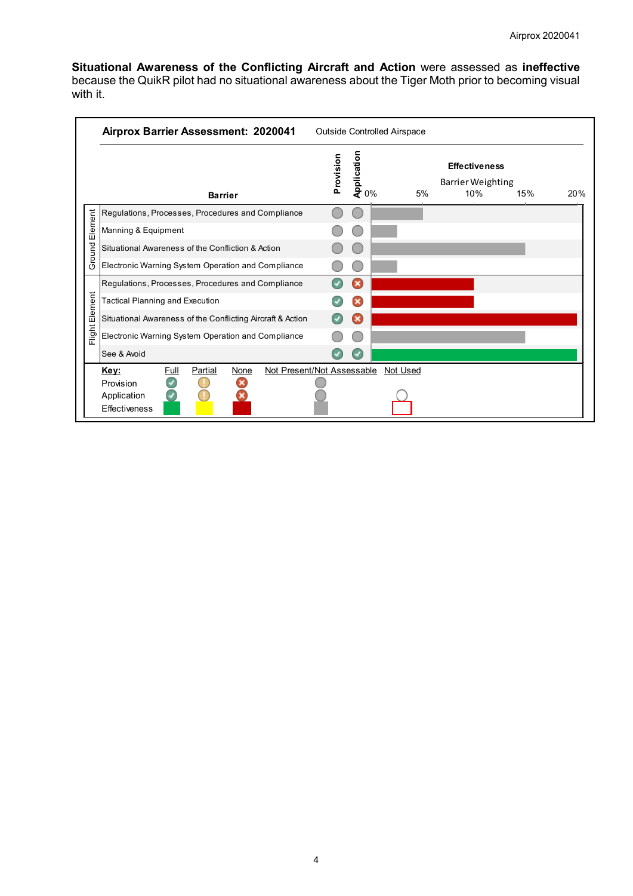**Situational Awareness of the Conflicting Aircraft and Action** were assessed as **ineffective** because the QuikR pilot had no situational awareness about the Tiger Moth prior to becoming visual with it.

**Airprox Barrier Assessment: 2020041**

Outside Controlled Airspace

**Barrier**

**Provision**

**Application**

**Effectiveness**

Barrier Weighting

0%

5%

10%

15%

20%

Ground Element

Regulations, Processes, Procedures and Compliance

Manning & Equipment

Situational Awareness of the Confliction & Action

Electronic Warning System Operation and Compliance

Flight Element

Regulations, Processes, Procedures and Compliance

Tactical Planning and Execution

Situational Awareness of the Conflicting Aircraft & Action

Electronic Warning System Operation and Compliance

See & Avoid

**Key:** Full, Partial, None, Not Present/Not Assessable, Not Used

Provision

Application

Effectiveness